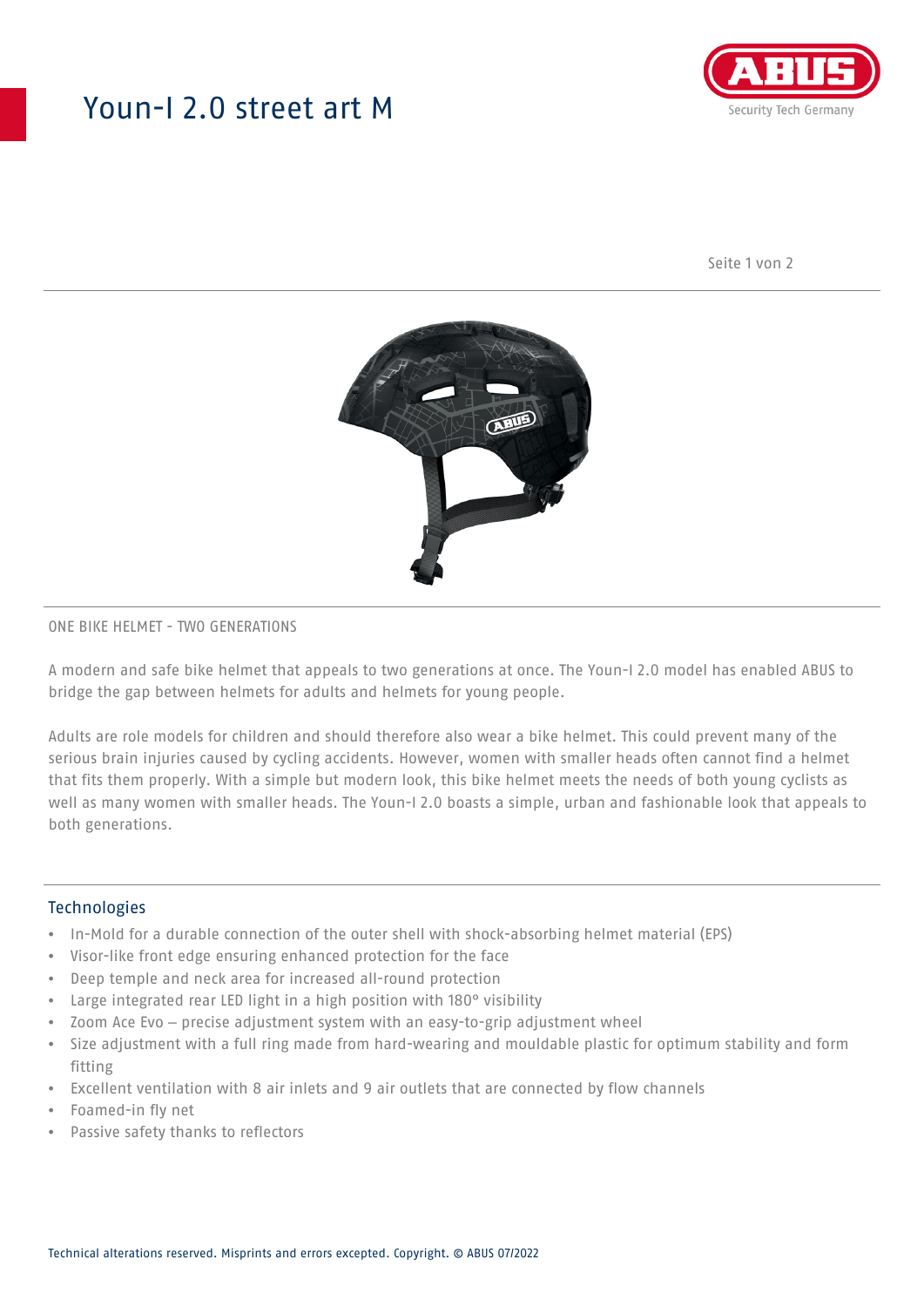# Youn-I 2.0 street art M

ONE BIKE HELMET - TWO GENERATIONS

A modern and safe bike helmet that appeals to two generations at once. The Youn-I 2.0 model has enabled ABUS to bridge the gap between helmets for adults and helmets for young people.

Adults are role models for children and should therefore also wear a bike helmet. This could prevent many of the serious brain injuries caused by cycling accidents. However, women with smaller heads often cannot find a helmet that fits them properly. With a simple but modern look, this bike helmet meets the needs of both young cyclists as well as many women with smaller heads. The Youn-I 2.0 boasts a simple, urban and fashionable look that appeals to both generations.

## Technologies

- In-Mold for a durable connection of the outer shell with shock-absorbing helmet material (EPS)
- Visor-like front edge ensuring enhanced protection for the face
- Deep temple and neck area for increased all-round protection
- Large integrated rear LED light in a high position with 180° visibility
- Zoom Ace Evo – precise adjustment system with an easy-to-grip adjustment wheel
- Size adjustment with a full ring made from hard-wearing and mouldable plastic for optimum stability and form fitting
- Excellent ventilation with 8 air inlets and 9 air outlets that are connected by flow channels
- Foamed-in fly net
- Passive safety thanks to reflectors

Technical alterations reserved. Misprints and errors excepted. Copyright. © ABUS 07/2022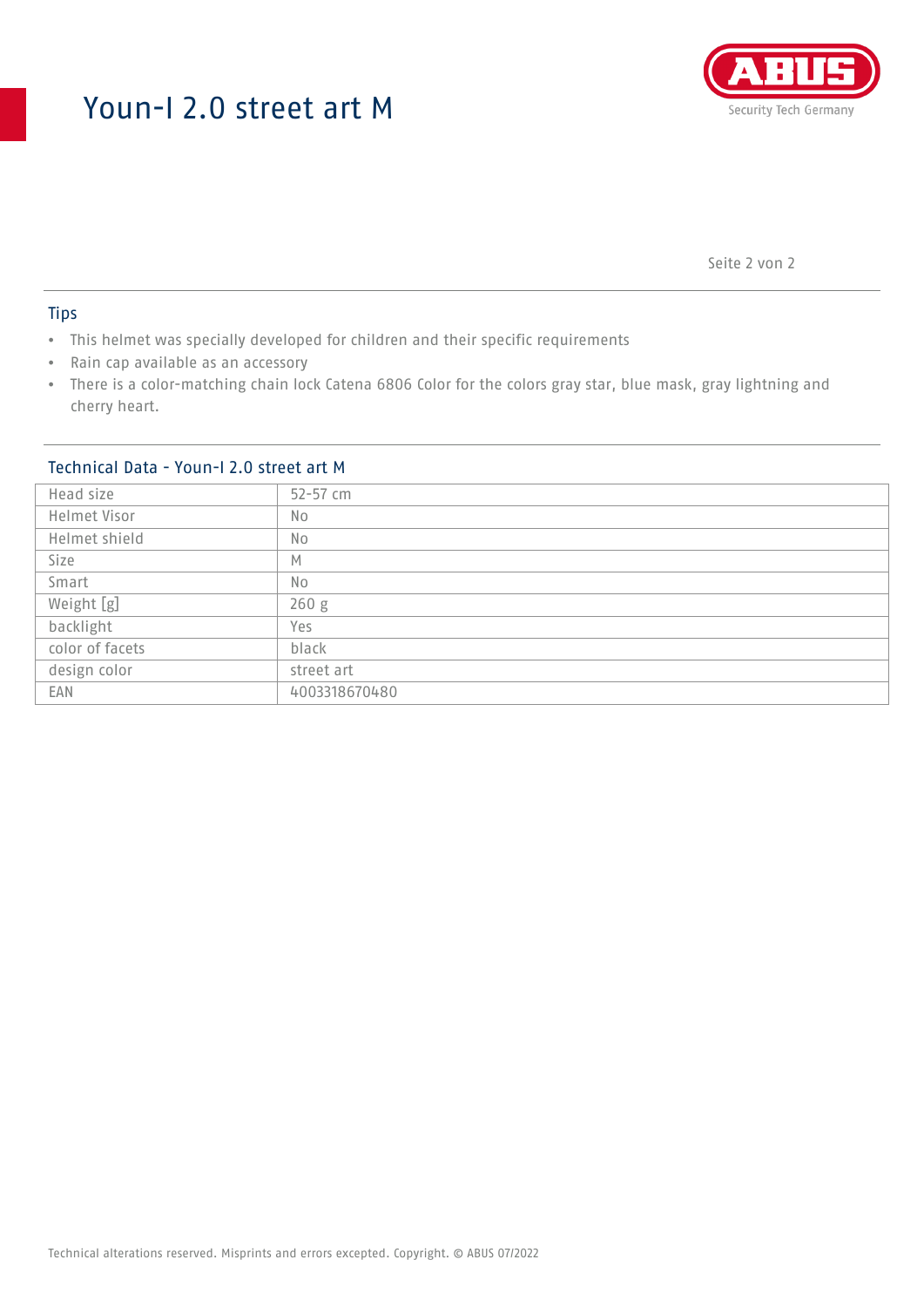# Youn-I 2.0 street art M

## Tips

- This helmet was specially developed for children and their specific requirements
- Rain cap available as an accessory
- There is a color-matching chain lock Catena 6806 Color for the colors gray star, blue mask, gray lightning and cherry heart.

## Technical Data - Youn-I 2.0 street art M

| | |
|---|---|
| Head size | 52-57 cm |
| Helmet Visor | No |
| Helmet shield | No |
| Size | M |
| Smart | No |
| Weight [g] | 260 g |
| backlight | Yes |
| color of facets | black |
| design color | street art |
| EAN | 4003318670480 |

Technical alterations reserved. Misprints and errors excepted. Copyright. © ABUS 07/2022